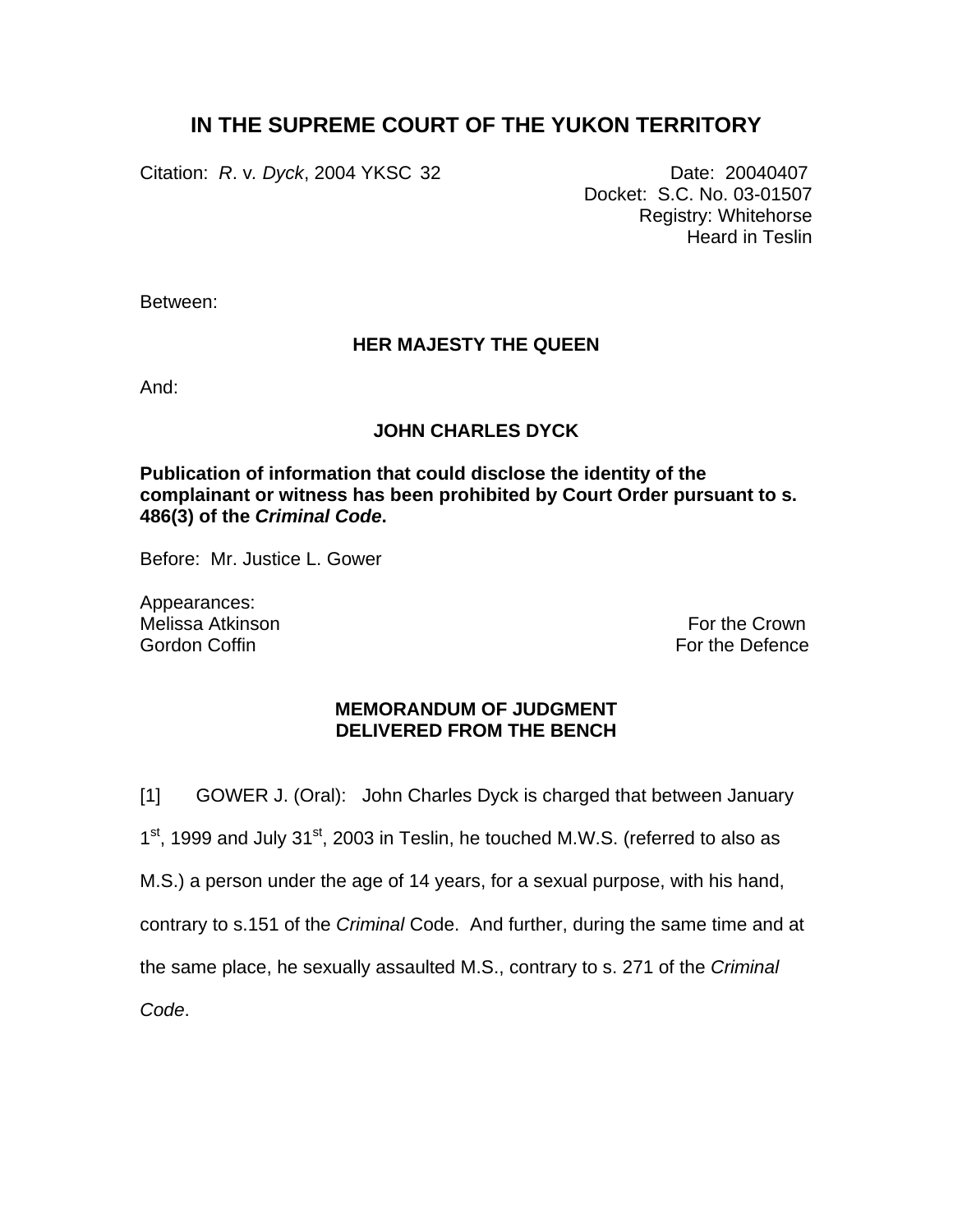# IN THE SUPREME COURT OF THE YUKON TERRITORY

Citation: *R*. v. *Dyck*, 2004 YKSC 32

Date: 20040407
Docket: S.C. No. 03-01507
Registry: Whitehorse
Heard in Teslin

Between:

**HER MAJESTY THE QUEEN**

And:

**JOHN CHARLES DYCK**

**Publication of information that could disclose the identity of the complainant or witness has been prohibited by Court Order pursuant to s. 486(3) of the *Criminal Code*.**

Before: Mr. Justice L. Gower

Appearances:

| | |
|---|---|
| Melissa Atkinson | For the Crown |
| Gordon Coffin | For the Defence |

**MEMORANDUM OF JUDGMENT**
**DELIVERED FROM THE BENCH**

[1] GOWER J. (Oral): John Charles Dyck is charged that between January 1st, 1999 and July 31st, 2003 in Teslin, he touched M.W.S. (referred to also as M.S.) a person under the age of 14 years, for a sexual purpose, with his hand, contrary to s.151 of the *Criminal* Code. And further, during the same time and at the same place, he sexually assaulted M.S., contrary to s. 271 of the *Criminal Code*.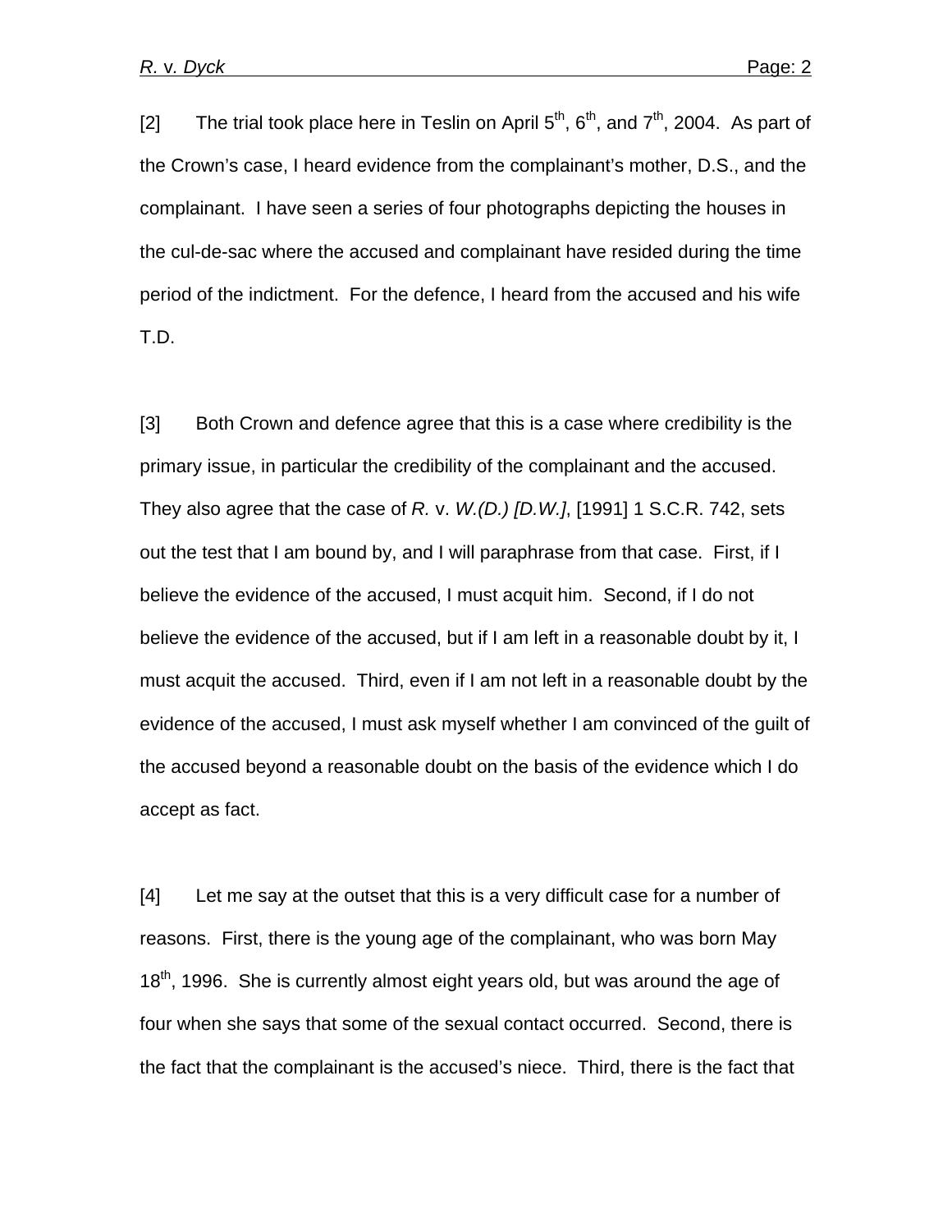[2] The trial took place here in Teslin on April 5th, 6th, and 7th, 2004. As part of the Crown's case, I heard evidence from the complainant's mother, D.S., and the complainant. I have seen a series of four photographs depicting the houses in the cul-de-sac where the accused and complainant have resided during the time period of the indictment. For the defence, I heard from the accused and his wife T.D.

[3] Both Crown and defence agree that this is a case where credibility is the primary issue, in particular the credibility of the complainant and the accused. They also agree that the case of *R.* v. *W.(D.) [D.W.]*, [1991] 1 S.C.R. 742, sets out the test that I am bound by, and I will paraphrase from that case. First, if I believe the evidence of the accused, I must acquit him. Second, if I do not believe the evidence of the accused, but if I am left in a reasonable doubt by it, I must acquit the accused. Third, even if I am not left in a reasonable doubt by the evidence of the accused, I must ask myself whether I am convinced of the guilt of the accused beyond a reasonable doubt on the basis of the evidence which I do accept as fact.

[4] Let me say at the outset that this is a very difficult case for a number of reasons. First, there is the young age of the complainant, who was born May 18th, 1996. She is currently almost eight years old, but was around the age of four when she says that some of the sexual contact occurred. Second, there is the fact that the complainant is the accused's niece. Third, there is the fact that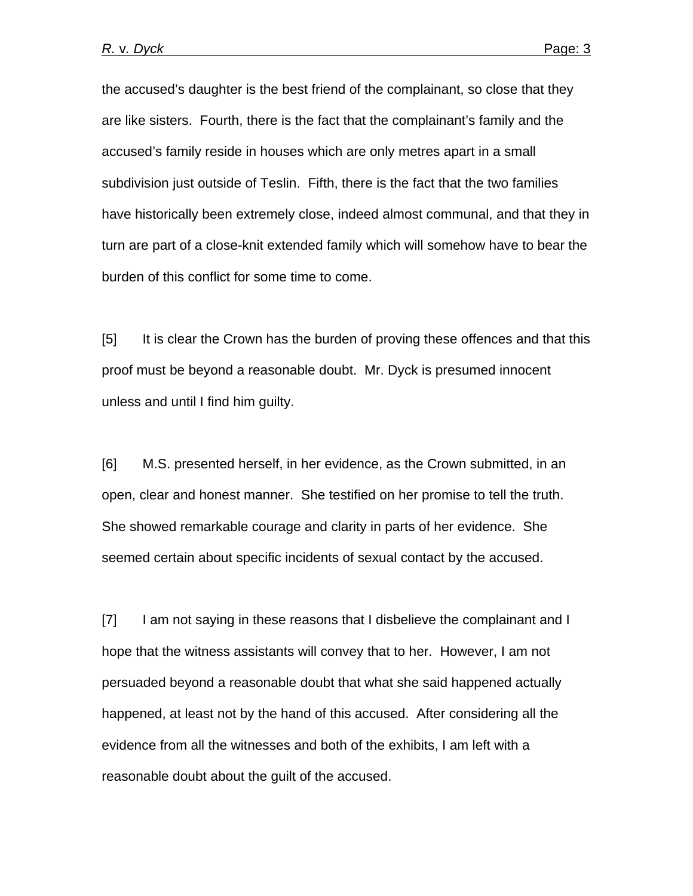the accused's daughter is the best friend of the complainant, so close that they are like sisters. Fourth, there is the fact that the complainant's family and the accused's family reside in houses which are only metres apart in a small subdivision just outside of Teslin. Fifth, there is the fact that the two families have historically been extremely close, indeed almost communal, and that they in turn are part of a close-knit extended family which will somehow have to bear the burden of this conflict for some time to come.

[5] It is clear the Crown has the burden of proving these offences and that this proof must be beyond a reasonable doubt. Mr. Dyck is presumed innocent unless and until I find him guilty.

[6] M.S. presented herself, in her evidence, as the Crown submitted, in an open, clear and honest manner. She testified on her promise to tell the truth. She showed remarkable courage and clarity in parts of her evidence. She seemed certain about specific incidents of sexual contact by the accused.

[7] I am not saying in these reasons that I disbelieve the complainant and I hope that the witness assistants will convey that to her. However, I am not persuaded beyond a reasonable doubt that what she said happened actually happened, at least not by the hand of this accused. After considering all the evidence from all the witnesses and both of the exhibits, I am left with a reasonable doubt about the guilt of the accused.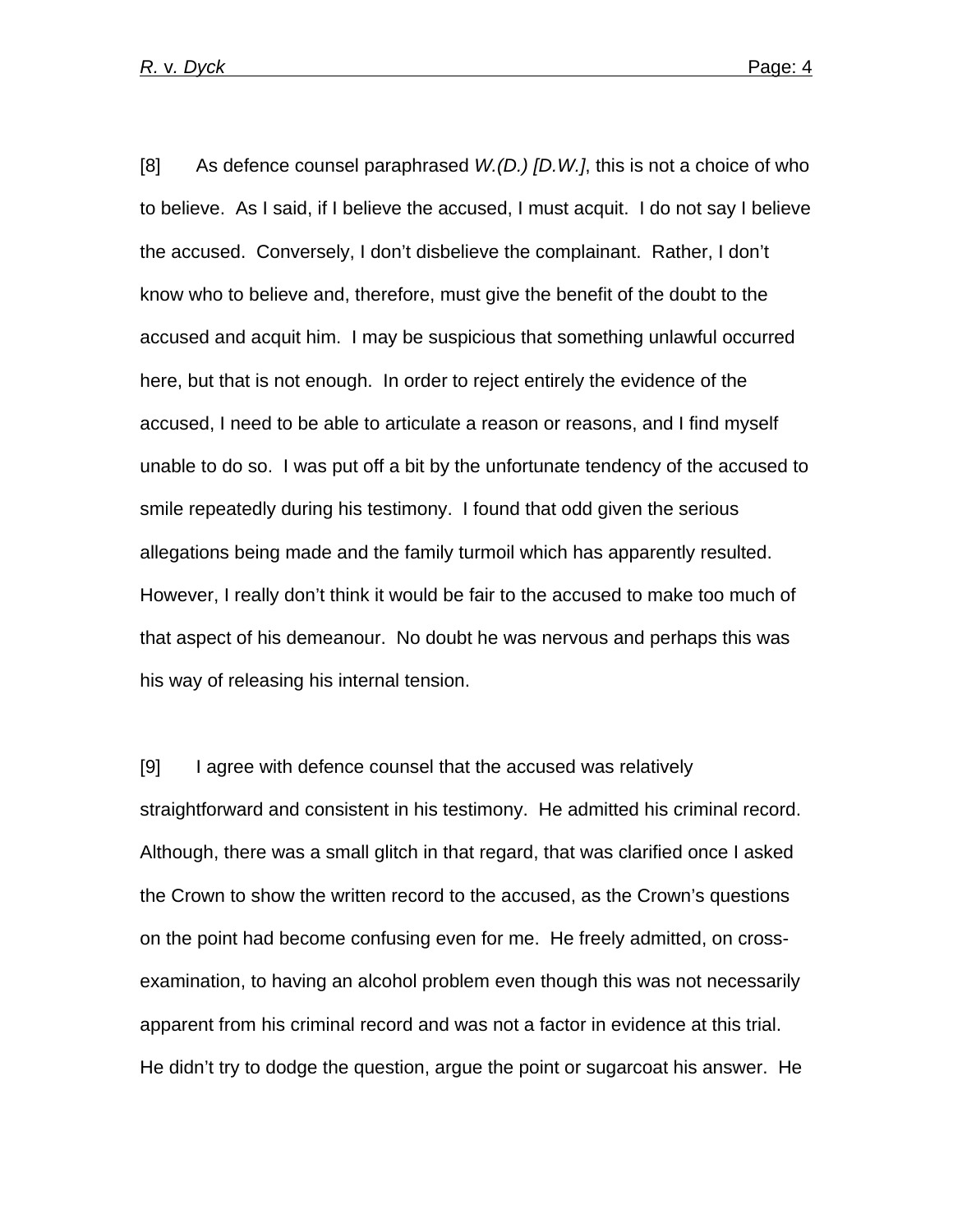[8] As defence counsel paraphrased *W.(D.) [D.W.]*, this is not a choice of who to believe. As I said, if I believe the accused, I must acquit. I do not say I believe the accused. Conversely, I don't disbelieve the complainant. Rather, I don't know who to believe and, therefore, must give the benefit of the doubt to the accused and acquit him. I may be suspicious that something unlawful occurred here, but that is not enough. In order to reject entirely the evidence of the accused, I need to be able to articulate a reason or reasons, and I find myself unable to do so. I was put off a bit by the unfortunate tendency of the accused to smile repeatedly during his testimony. I found that odd given the serious allegations being made and the family turmoil which has apparently resulted. However, I really don't think it would be fair to the accused to make too much of that aspect of his demeanour. No doubt he was nervous and perhaps this was his way of releasing his internal tension.

[9] I agree with defence counsel that the accused was relatively straightforward and consistent in his testimony. He admitted his criminal record. Although, there was a small glitch in that regard, that was clarified once I asked the Crown to show the written record to the accused, as the Crown's questions on the point had become confusing even for me. He freely admitted, on cross-examination, to having an alcohol problem even though this was not necessarily apparent from his criminal record and was not a factor in evidence at this trial. He didn't try to dodge the question, argue the point or sugarcoat his answer. He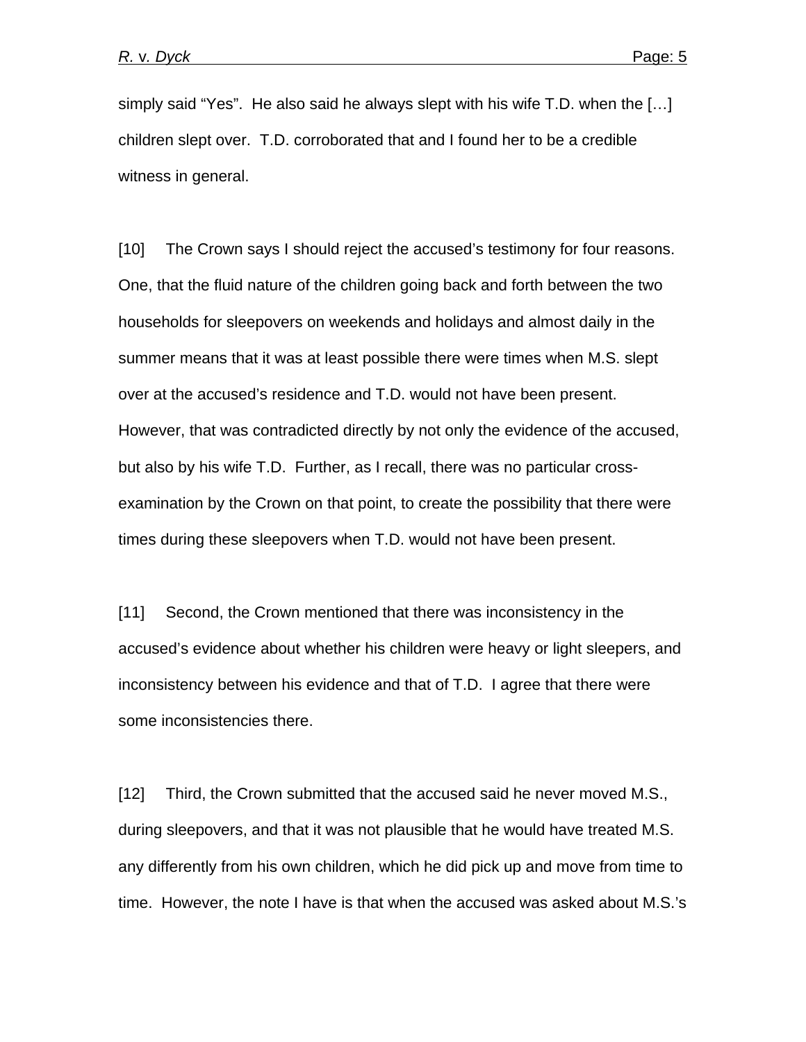simply said "Yes". He also said he always slept with his wife T.D. when the […] children slept over. T.D. corroborated that and I found her to be a credible witness in general.

[10] The Crown says I should reject the accused's testimony for four reasons. One, that the fluid nature of the children going back and forth between the two households for sleepovers on weekends and holidays and almost daily in the summer means that it was at least possible there were times when M.S. slept over at the accused's residence and T.D. would not have been present. However, that was contradicted directly by not only the evidence of the accused, but also by his wife T.D. Further, as I recall, there was no particular cross-examination by the Crown on that point, to create the possibility that there were times during these sleepovers when T.D. would not have been present.

[11] Second, the Crown mentioned that there was inconsistency in the accused's evidence about whether his children were heavy or light sleepers, and inconsistency between his evidence and that of T.D. I agree that there were some inconsistencies there.

[12] Third, the Crown submitted that the accused said he never moved M.S., during sleepovers, and that it was not plausible that he would have treated M.S. any differently from his own children, which he did pick up and move from time to time. However, the note I have is that when the accused was asked about M.S.'s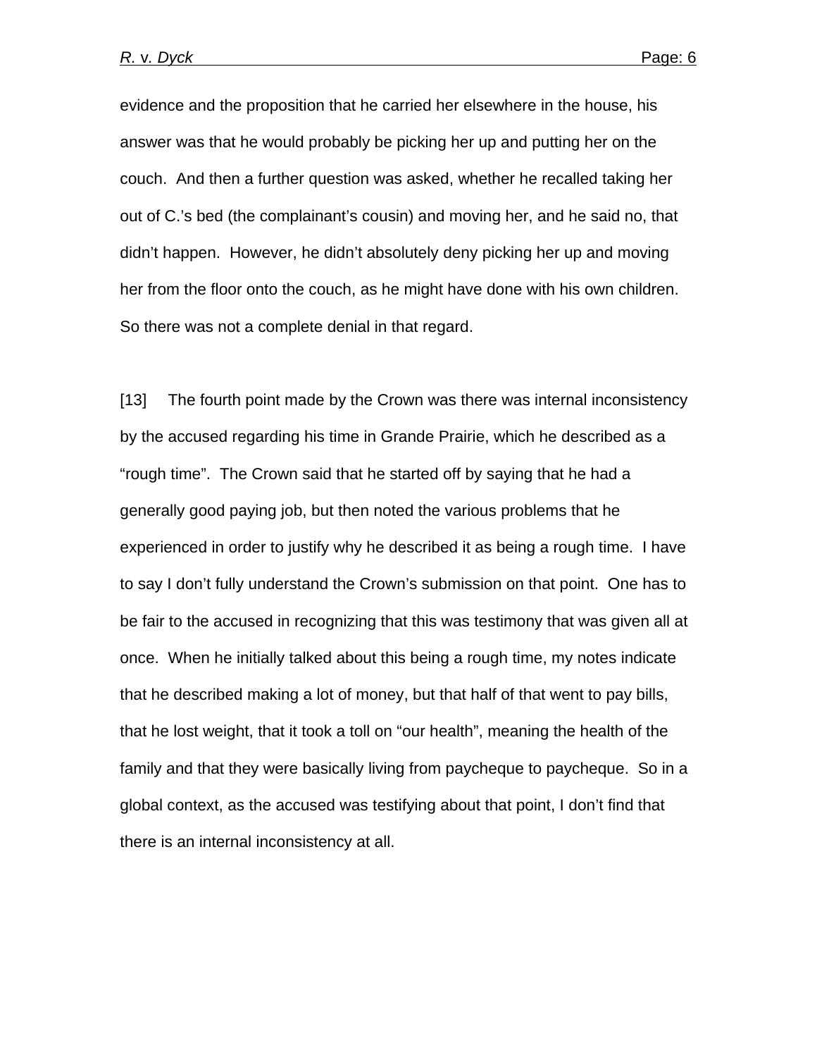evidence and the proposition that he carried her elsewhere in the house, his answer was that he would probably be picking her up and putting her on the couch. And then a further question was asked, whether he recalled taking her out of C.'s bed (the complainant's cousin) and moving her, and he said no, that didn't happen. However, he didn't absolutely deny picking her up and moving her from the floor onto the couch, as he might have done with his own children. So there was not a complete denial in that regard.

[13] The fourth point made by the Crown was there was internal inconsistency by the accused regarding his time in Grande Prairie, which he described as a "rough time". The Crown said that he started off by saying that he had a generally good paying job, but then noted the various problems that he experienced in order to justify why he described it as being a rough time. I have to say I don't fully understand the Crown's submission on that point. One has to be fair to the accused in recognizing that this was testimony that was given all at once. When he initially talked about this being a rough time, my notes indicate that he described making a lot of money, but that half of that went to pay bills, that he lost weight, that it took a toll on "our health", meaning the health of the family and that they were basically living from paycheque to paycheque. So in a global context, as the accused was testifying about that point, I don't find that there is an internal inconsistency at all.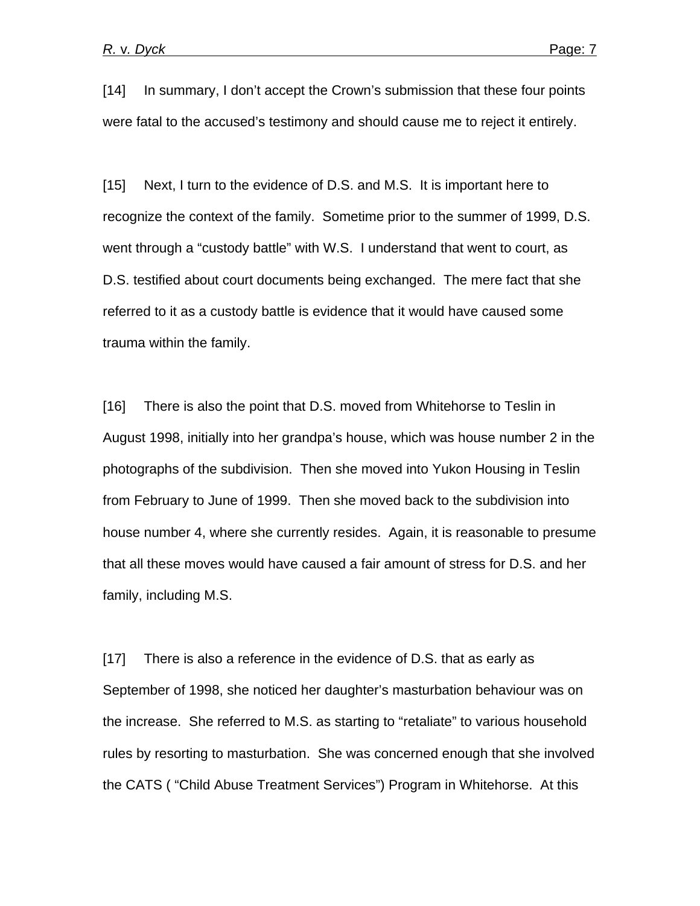[14] In summary, I don't accept the Crown's submission that these four points were fatal to the accused's testimony and should cause me to reject it entirely.

[15] Next, I turn to the evidence of D.S. and M.S. It is important here to recognize the context of the family. Sometime prior to the summer of 1999, D.S. went through a "custody battle" with W.S. I understand that went to court, as D.S. testified about court documents being exchanged. The mere fact that she referred to it as a custody battle is evidence that it would have caused some trauma within the family.

[16] There is also the point that D.S. moved from Whitehorse to Teslin in August 1998, initially into her grandpa's house, which was house number 2 in the photographs of the subdivision. Then she moved into Yukon Housing in Teslin from February to June of 1999. Then she moved back to the subdivision into house number 4, where she currently resides. Again, it is reasonable to presume that all these moves would have caused a fair amount of stress for D.S. and her family, including M.S.

[17] There is also a reference in the evidence of D.S. that as early as September of 1998, she noticed her daughter's masturbation behaviour was on the increase. She referred to M.S. as starting to "retaliate" to various household rules by resorting to masturbation. She was concerned enough that she involved the CATS ( "Child Abuse Treatment Services") Program in Whitehorse. At this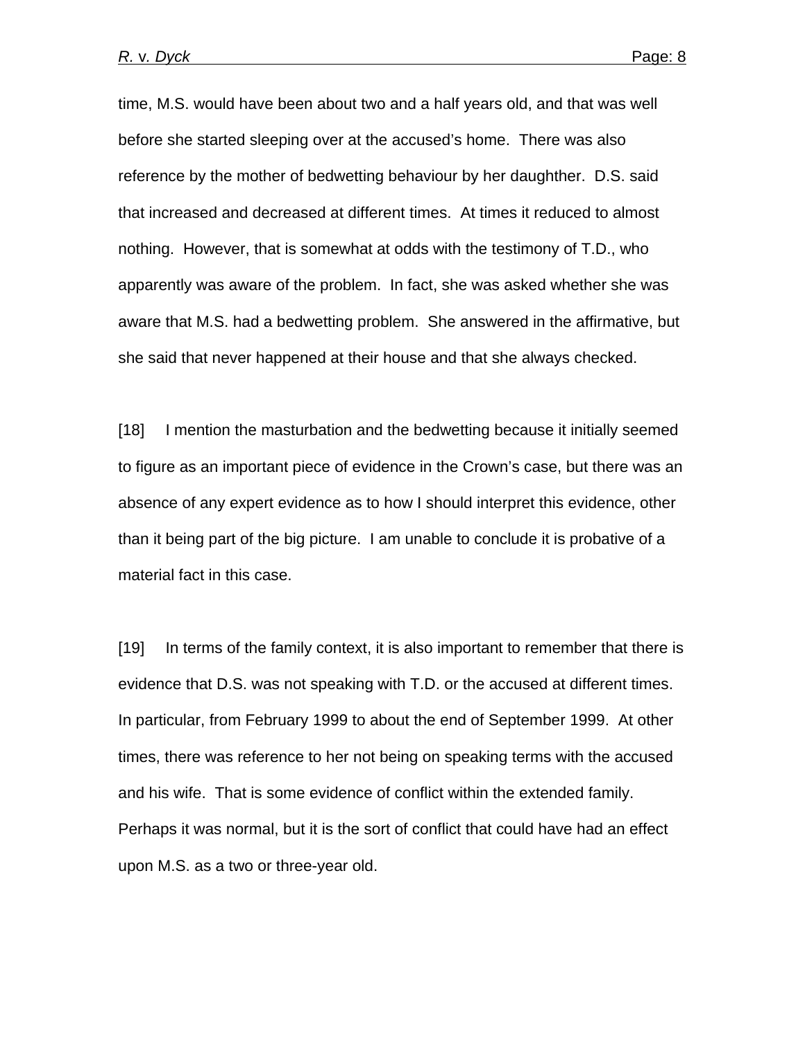time, M.S. would have been about two and a half years old, and that was well before she started sleeping over at the accused's home. There was also reference by the mother of bedwetting behaviour by her daughther. D.S. said that increased and decreased at different times. At times it reduced to almost nothing. However, that is somewhat at odds with the testimony of T.D., who apparently was aware of the problem. In fact, she was asked whether she was aware that M.S. had a bedwetting problem. She answered in the affirmative, but she said that never happened at their house and that she always checked.

[18] I mention the masturbation and the bedwetting because it initially seemed to figure as an important piece of evidence in the Crown's case, but there was an absence of any expert evidence as to how I should interpret this evidence, other than it being part of the big picture. I am unable to conclude it is probative of a material fact in this case.

[19] In terms of the family context, it is also important to remember that there is evidence that D.S. was not speaking with T.D. or the accused at different times. In particular, from February 1999 to about the end of September 1999. At other times, there was reference to her not being on speaking terms with the accused and his wife. That is some evidence of conflict within the extended family. Perhaps it was normal, but it is the sort of conflict that could have had an effect upon M.S. as a two or three-year old.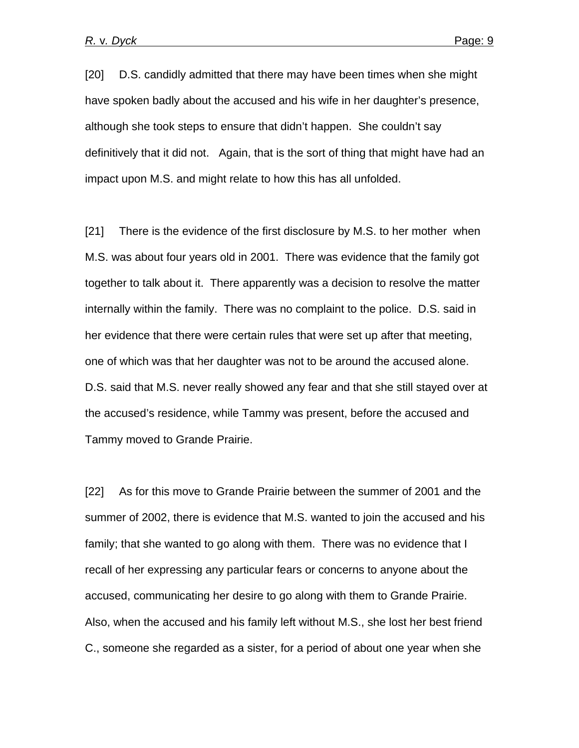[20] D.S. candidly admitted that there may have been times when she might have spoken badly about the accused and his wife in her daughter's presence, although she took steps to ensure that didn't happen. She couldn't say definitively that it did not. Again, that is the sort of thing that might have had an impact upon M.S. and might relate to how this has all unfolded.

[21] There is the evidence of the first disclosure by M.S. to her mother when M.S. was about four years old in 2001. There was evidence that the family got together to talk about it. There apparently was a decision to resolve the matter internally within the family. There was no complaint to the police. D.S. said in her evidence that there were certain rules that were set up after that meeting, one of which was that her daughter was not to be around the accused alone. D.S. said that M.S. never really showed any fear and that she still stayed over at the accused's residence, while Tammy was present, before the accused and Tammy moved to Grande Prairie.

[22] As for this move to Grande Prairie between the summer of 2001 and the summer of 2002, there is evidence that M.S. wanted to join the accused and his family; that she wanted to go along with them. There was no evidence that I recall of her expressing any particular fears or concerns to anyone about the accused, communicating her desire to go along with them to Grande Prairie. Also, when the accused and his family left without M.S., she lost her best friend C., someone she regarded as a sister, for a period of about one year when she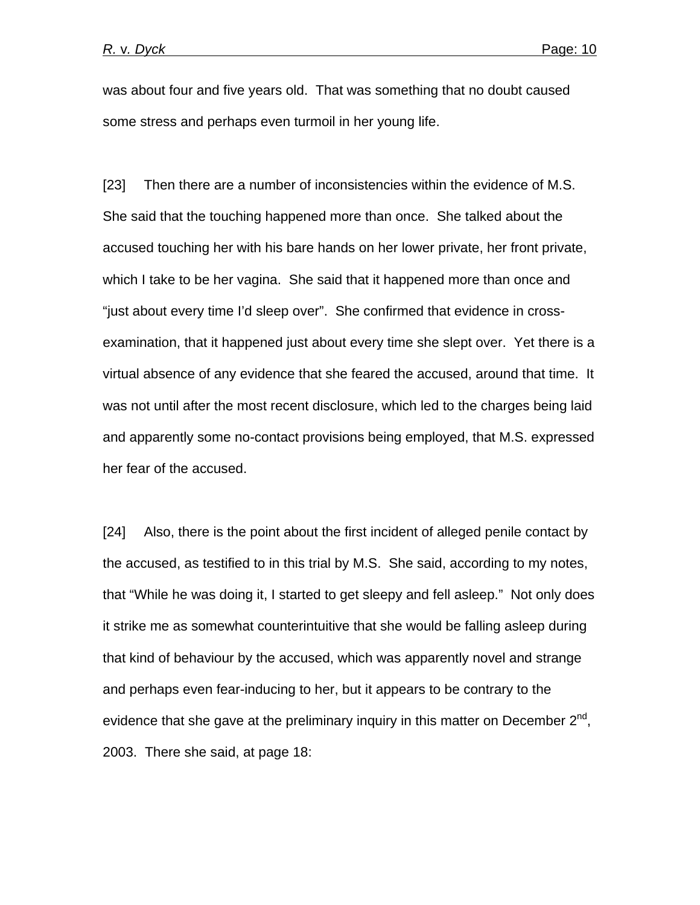was about four and five years old. That was something that no doubt caused some stress and perhaps even turmoil in her young life.

[23] Then there are a number of inconsistencies within the evidence of M.S. She said that the touching happened more than once. She talked about the accused touching her with his bare hands on her lower private, her front private, which I take to be her vagina. She said that it happened more than once and "just about every time I'd sleep over". She confirmed that evidence in cross-examination, that it happened just about every time she slept over. Yet there is a virtual absence of any evidence that she feared the accused, around that time. It was not until after the most recent disclosure, which led to the charges being laid and apparently some no-contact provisions being employed, that M.S. expressed her fear of the accused.

[24] Also, there is the point about the first incident of alleged penile contact by the accused, as testified to in this trial by M.S. She said, according to my notes, that "While he was doing it, I started to get sleepy and fell asleep." Not only does it strike me as somewhat counterintuitive that she would be falling asleep during that kind of behaviour by the accused, which was apparently novel and strange and perhaps even fear-inducing to her, but it appears to be contrary to the evidence that she gave at the preliminary inquiry in this matter on December 2nd, 2003. There she said, at page 18: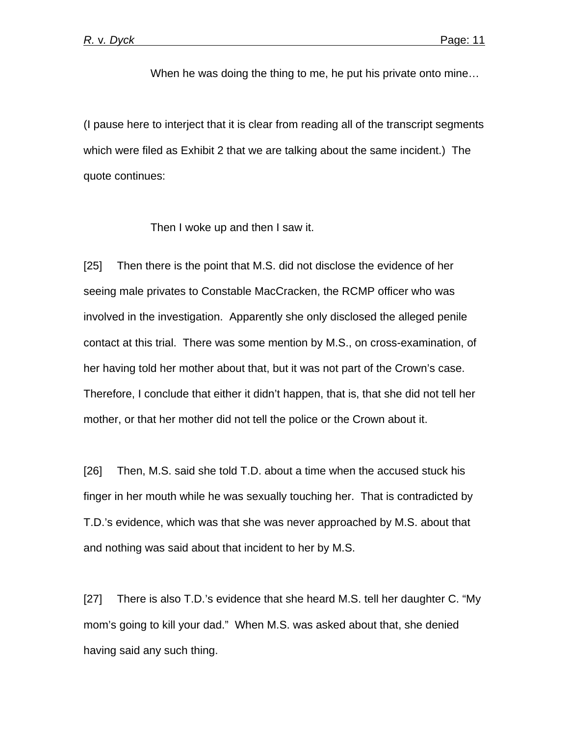> When he was doing the thing to me, he put his private onto mine…

(I pause here to interject that it is clear from reading all of the transcript segments which were filed as Exhibit 2 that we are talking about the same incident.) The quote continues:

> Then I woke up and then I saw it.

[25] Then there is the point that M.S. did not disclose the evidence of her seeing male privates to Constable MacCracken, the RCMP officer who was involved in the investigation. Apparently she only disclosed the alleged penile contact at this trial. There was some mention by M.S., on cross-examination, of her having told her mother about that, but it was not part of the Crown's case. Therefore, I conclude that either it didn't happen, that is, that she did not tell her mother, or that her mother did not tell the police or the Crown about it.

[26] Then, M.S. said she told T.D. about a time when the accused stuck his finger in her mouth while he was sexually touching her. That is contradicted by T.D.'s evidence, which was that she was never approached by M.S. about that and nothing was said about that incident to her by M.S.

[27] There is also T.D.'s evidence that she heard M.S. tell her daughter C. "My mom's going to kill your dad." When M.S. was asked about that, she denied having said any such thing.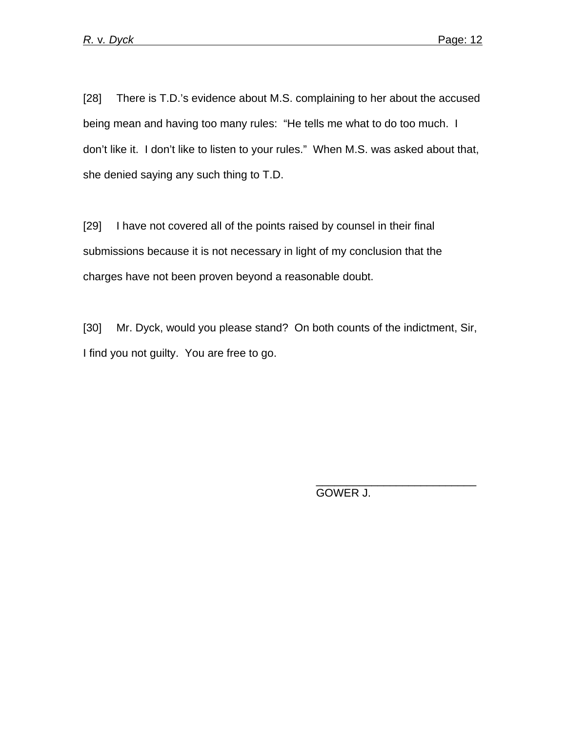[28] There is T.D.'s evidence about M.S. complaining to her about the accused being mean and having too many rules: "He tells me what to do too much. I don't like it. I don't like to listen to your rules." When M.S. was asked about that, she denied saying any such thing to T.D.

[29] I have not covered all of the points raised by counsel in their final submissions because it is not necessary in light of my conclusion that the charges have not been proven beyond a reasonable doubt.

[30] Mr. Dyck, would you please stand? On both counts of the indictment, Sir, I find you not guilty. You are free to go.

___________________________

GOWER J.